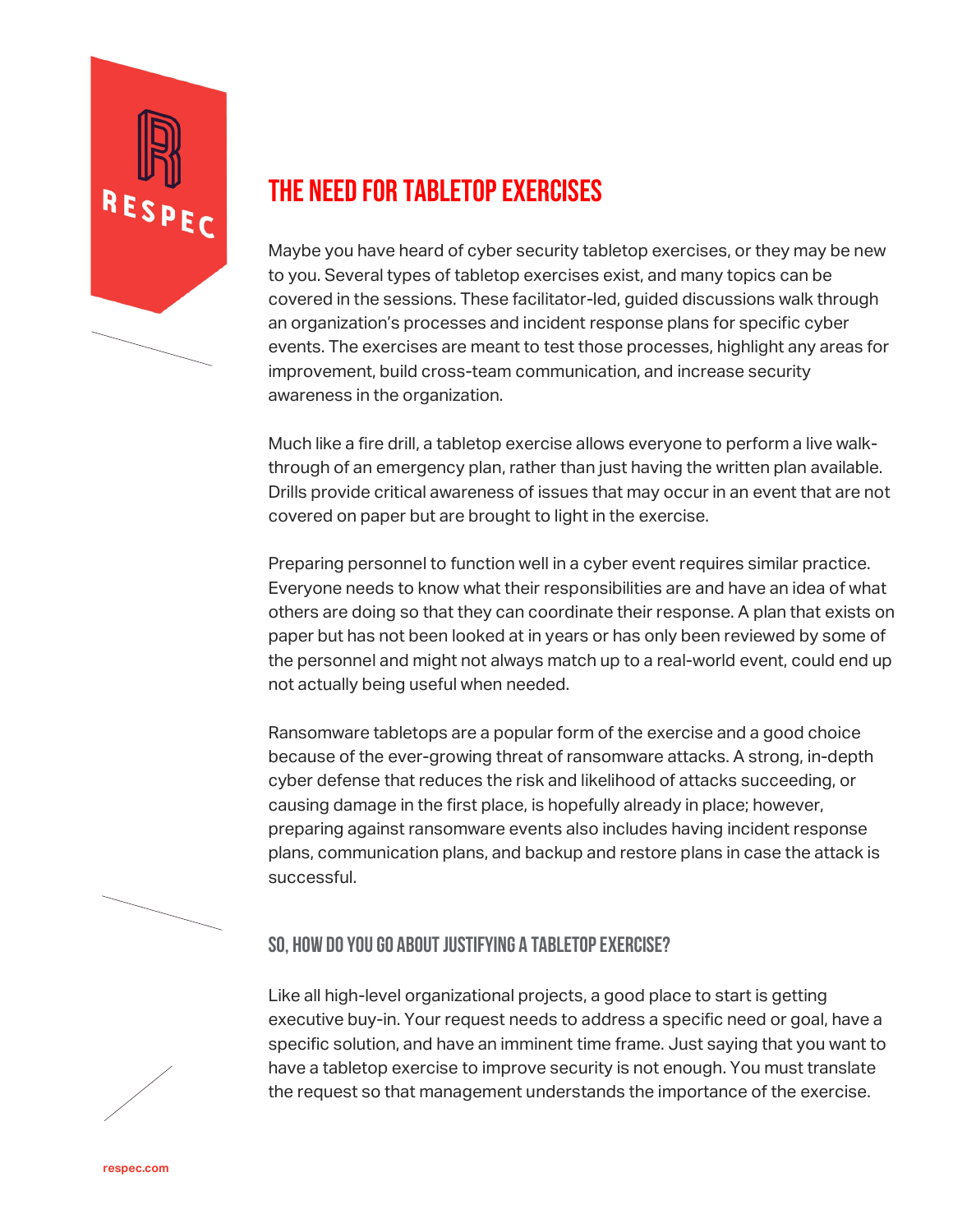# THE NEED FOR TABLETOP EXERCISES

Maybe you have heard of cyber security tabletop exercises, or they may be new to you. Several types of tabletop exercises exist, and many topics can be covered in the sessions. These facilitator-led, guided discussions walk through an organization's processes and incident response plans for specific cyber events. The exercises are meant to test those processes, highlight any areas for improvement, build cross-team communication, and increase security awareness in the organization.

Much like a fire drill, a tabletop exercise allows everyone to perform a live walk-through of an emergency plan, rather than just having the written plan available. Drills provide critical awareness of issues that may occur in an event that are not covered on paper but are brought to light in the exercise.

Preparing personnel to function well in a cyber event requires similar practice. Everyone needs to know what their responsibilities are and have an idea of what others are doing so that they can coordinate their response. A plan that exists on paper but has not been looked at in years or has only been reviewed by some of the personnel and might not always match up to a real-world event, could end up not actually being useful when needed.

Ransomware tabletops are a popular form of the exercise and a good choice because of the ever-growing threat of ransomware attacks. A strong, in-depth cyber defense that reduces the risk and likelihood of attacks succeeding, or causing damage in the first place, is hopefully already in place; however, preparing against ransomware events also includes having incident response plans, communication plans, and backup and restore plans in case the attack is successful.

## SO, HOW DO YOU GO ABOUT JUSTIFYING A TABLETOP EXERCISE?

Like all high-level organizational projects, a good place to start is getting executive buy-in. Your request needs to address a specific need or goal, have a specific solution, and have an imminent time frame. Just saying that you want to have a tabletop exercise to improve security is not enough. You must translate the request so that management understands the importance of the exercise.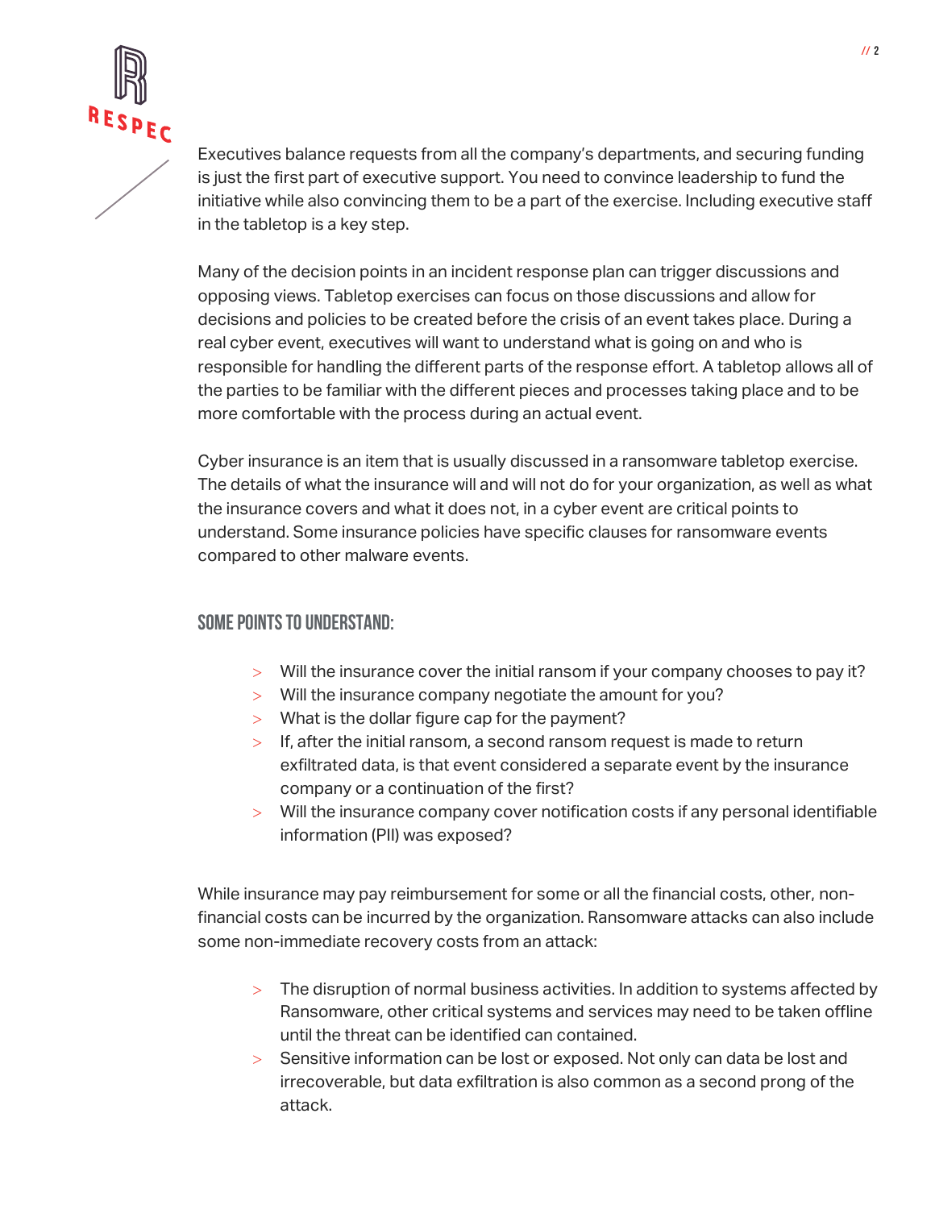Executives balance requests from all the company's departments, and securing funding is just the first part of executive support. You need to convince leadership to fund the initiative while also convincing them to be a part of the exercise. Including executive staff in the tabletop is a key step.

Many of the decision points in an incident response plan can trigger discussions and opposing views. Tabletop exercises can focus on those discussions and allow for decisions and policies to be created before the crisis of an event takes place. During a real cyber event, executives will want to understand what is going on and who is responsible for handling the different parts of the response effort. A tabletop allows all of the parties to be familiar with the different pieces and processes taking place and to be more comfortable with the process during an actual event.

Cyber insurance is an item that is usually discussed in a ransomware tabletop exercise. The details of what the insurance will and will not do for your organization, as well as what the insurance covers and what it does not, in a cyber event are critical points to understand. Some insurance policies have specific clauses for ransomware events compared to other malware events.

### SOME POINTS TO UNDERSTAND:

- Will the insurance cover the initial ransom if your company chooses to pay it?
- Will the insurance company negotiate the amount for you?
- What is the dollar figure cap for the payment?
- If, after the initial ransom, a second ransom request is made to return exfiltrated data, is that event considered a separate event by the insurance company or a continuation of the first?
- Will the insurance company cover notification costs if any personal identifiable information (PII) was exposed?

While insurance may pay reimbursement for some or all the financial costs, other, non-financial costs can be incurred by the organization. Ransomware attacks can also include some non-immediate recovery costs from an attack:

- The disruption of normal business activities. In addition to systems affected by Ransomware, other critical systems and services may need to be taken offline until the threat can be identified can contained.
- Sensitive information can be lost or exposed. Not only can data be lost and irrecoverable, but data exfiltration is also common as a second prong of the attack.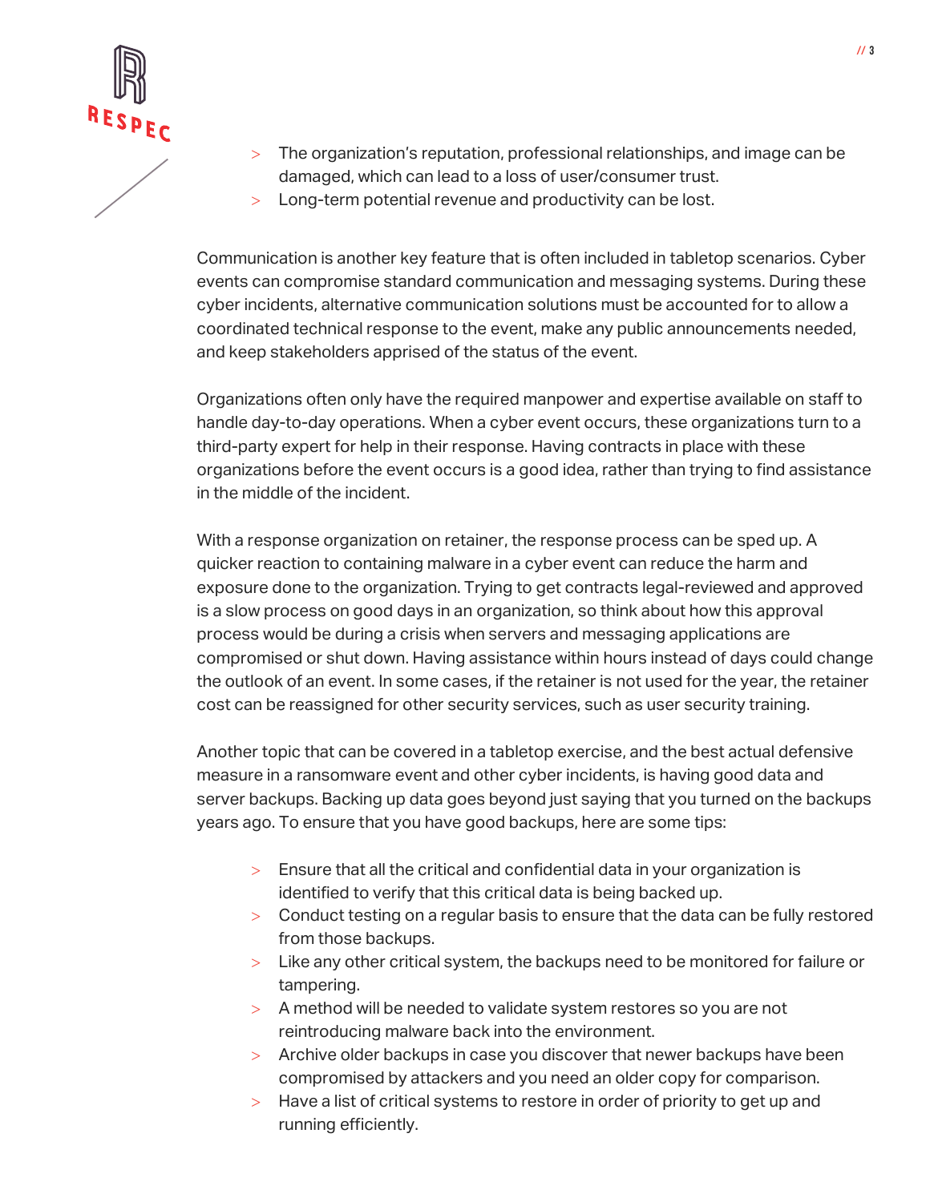- The organization's reputation, professional relationships, and image can be damaged, which can lead to a loss of user/consumer trust.
- Long-term potential revenue and productivity can be lost.

Communication is another key feature that is often included in tabletop scenarios. Cyber events can compromise standard communication and messaging systems. During these cyber incidents, alternative communication solutions must be accounted for to allow a coordinated technical response to the event, make any public announcements needed, and keep stakeholders apprised of the status of the event.

Organizations often only have the required manpower and expertise available on staff to handle day-to-day operations. When a cyber event occurs, these organizations turn to a third-party expert for help in their response. Having contracts in place with these organizations before the event occurs is a good idea, rather than trying to find assistance in the middle of the incident.

With a response organization on retainer, the response process can be sped up. A quicker reaction to containing malware in a cyber event can reduce the harm and exposure done to the organization. Trying to get contracts legal-reviewed and approved is a slow process on good days in an organization, so think about how this approval process would be during a crisis when servers and messaging applications are compromised or shut down. Having assistance within hours instead of days could change the outlook of an event. In some cases, if the retainer is not used for the year, the retainer cost can be reassigned for other security services, such as user security training.

Another topic that can be covered in a tabletop exercise, and the best actual defensive measure in a ransomware event and other cyber incidents, is having good data and server backups. Backing up data goes beyond just saying that you turned on the backups years ago. To ensure that you have good backups, here are some tips:

- Ensure that all the critical and confidential data in your organization is identified to verify that this critical data is being backed up.
- Conduct testing on a regular basis to ensure that the data can be fully restored from those backups.
- Like any other critical system, the backups need to be monitored for failure or tampering.
- A method will be needed to validate system restores so you are not reintroducing malware back into the environment.
- Archive older backups in case you discover that newer backups have been compromised by attackers and you need an older copy for comparison.
- Have a list of critical systems to restore in order of priority to get up and running efficiently.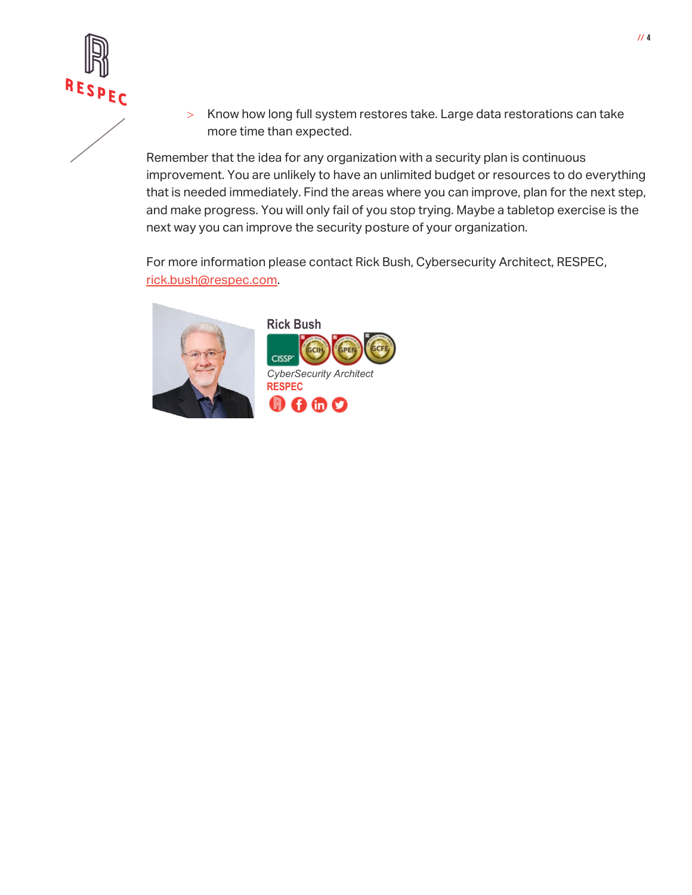- Know how long full system restores take. Large data restorations can take more time than expected.

Remember that the idea for any organization with a security plan is continuous improvement. You are unlikely to have an unlimited budget or resources to do everything that is needed immediately. Find the areas where you can improve, plan for the next step, and make progress. You will only fail of you stop trying. Maybe a tabletop exercise is the next way you can improve the security posture of your organization.

For more information please contact Rick Bush, Cybersecurity Architect, RESPEC, rick.bush@respec.com.

**Rick Bush**

CISSP GCIH GPEN GCFE

*CyberSecurity Architect*

**RESPEC**